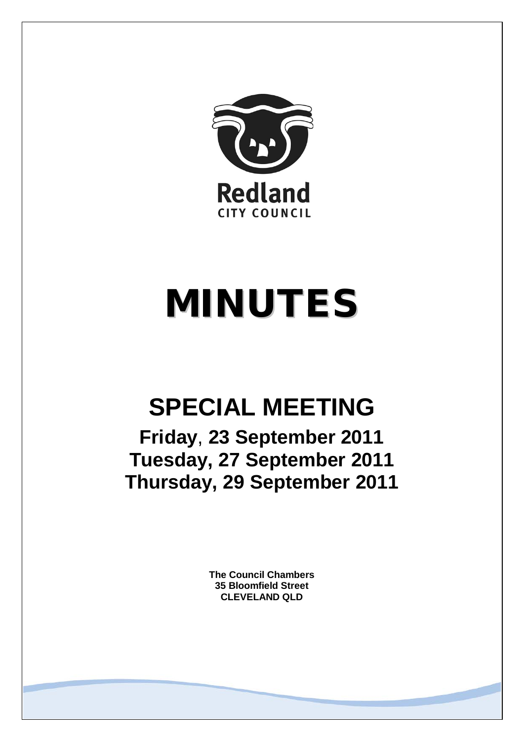Redland

CITY COUNCIL

# MINUTES

## SPECIAL MEETING

### Friday, 23 September 2011
### Tuesday, 27 September 2011
### Thursday, 29 September 2011

**The Council Chambers**
**35 Bloomfield Street**
**CLEVELAND QLD**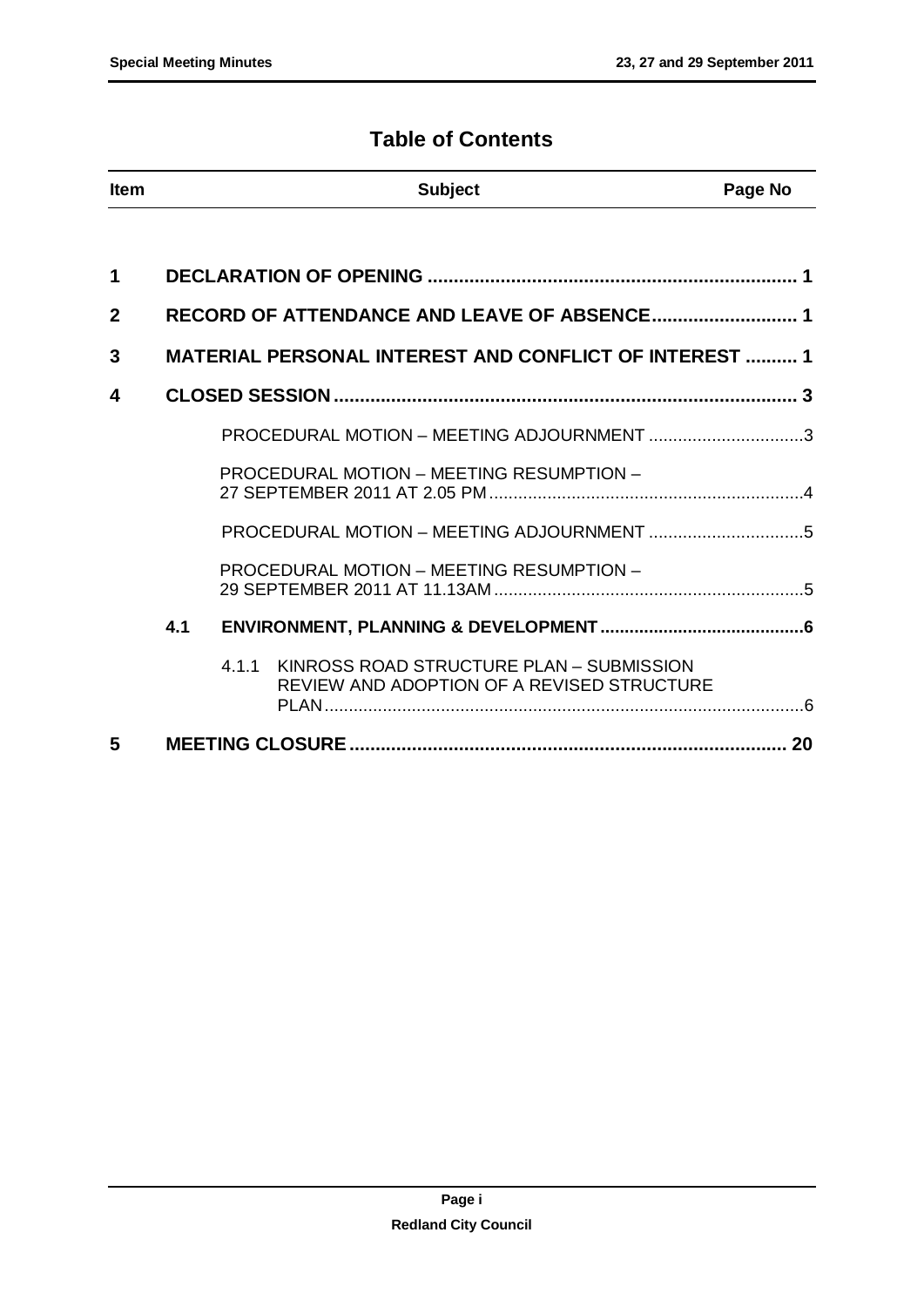# Table of Contents

| Item | | | Subject | Page No |
|---|---|---|---|---|
| **1** | | | **DECLARATION OF OPENING** | **1** |
| **2** | | | **RECORD OF ATTENDANCE AND LEAVE OF ABSENCE** | **1** |
| **3** | | | **MATERIAL PERSONAL INTEREST AND CONFLICT OF INTEREST** | **1** |
| **4** | | | **CLOSED SESSION** | **3** |
| | | | PROCEDURAL MOTION – MEETING ADJOURNMENT | 3 |
| | | | PROCEDURAL MOTION – MEETING RESUMPTION – 27 SEPTEMBER 2011 AT 2.05 PM | 4 |
| | | | PROCEDURAL MOTION – MEETING ADJOURNMENT | 5 |
| | | | PROCEDURAL MOTION – MEETING RESUMPTION – 29 SEPTEMBER 2011 AT 11.13AM | 5 |
| | **4.1** | | **ENVIRONMENT, PLANNING & DEVELOPMENT** | **6** |
| | | 4.1.1 | KINROSS ROAD STRUCTURE PLAN – SUBMISSION REVIEW AND ADOPTION OF A REVISED STRUCTURE PLAN | 6 |
| **5** | | | **MEETING CLOSURE** | **20** |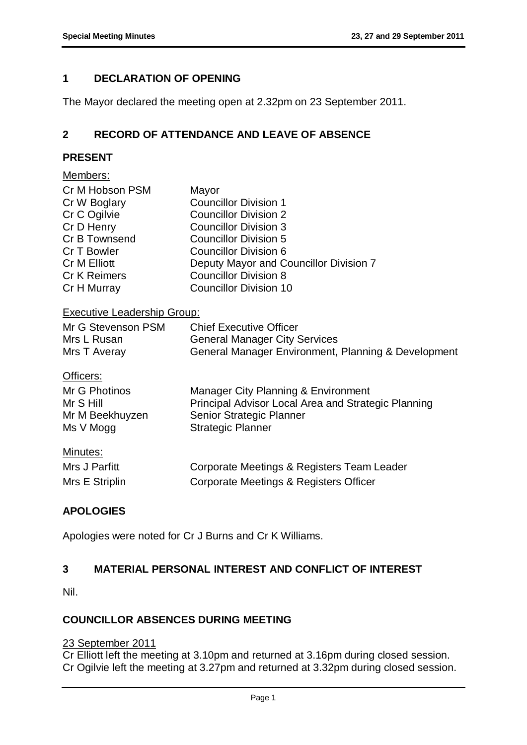## 1 DECLARATION OF OPENING

The Mayor declared the meeting open at 2.32pm on 23 September 2011.

## 2 RECORD OF ATTENDANCE AND LEAVE OF ABSENCE

### PRESENT

Members:

| | |
|---|---|
| Cr M Hobson PSM | Mayor |
| Cr W Boglary | Councillor Division 1 |
| Cr C Ogilvie | Councillor Division 2 |
| Cr D Henry | Councillor Division 3 |
| Cr B Townsend | Councillor Division 5 |
| Cr T Bowler | Councillor Division 6 |
| Cr M Elliott | Deputy Mayor and Councillor Division 7 |
| Cr K Reimers | Councillor Division 8 |
| Cr H Murray | Councillor Division 10 |

Executive Leadership Group:

| | |
|---|---|
| Mr G Stevenson PSM | Chief Executive Officer |
| Mrs L Rusan | General Manager City Services |
| Mrs T Averay | General Manager Environment, Planning & Development |

Officers:

| | |
|---|---|
| Mr G Photinos | Manager City Planning & Environment |
| Mr S Hill | Principal Advisor Local Area and Strategic Planning |
| Mr M Beekhuyzen | Senior Strategic Planner |
| Ms V Mogg | Strategic Planner |

Minutes:

| | |
|---|---|
| Mrs J Parfitt | Corporate Meetings & Registers Team Leader |
| Mrs E Striplin | Corporate Meetings & Registers Officer |

### APOLOGIES

Apologies were noted for Cr J Burns and Cr K Williams.

## 3 MATERIAL PERSONAL INTEREST AND CONFLICT OF INTEREST

Nil.

### COUNCILLOR ABSENCES DURING MEETING

23 September 2011

Cr Elliott left the meeting at 3.10pm and returned at 3.16pm during closed session.
Cr Ogilvie left the meeting at 3.27pm and returned at 3.32pm during closed session.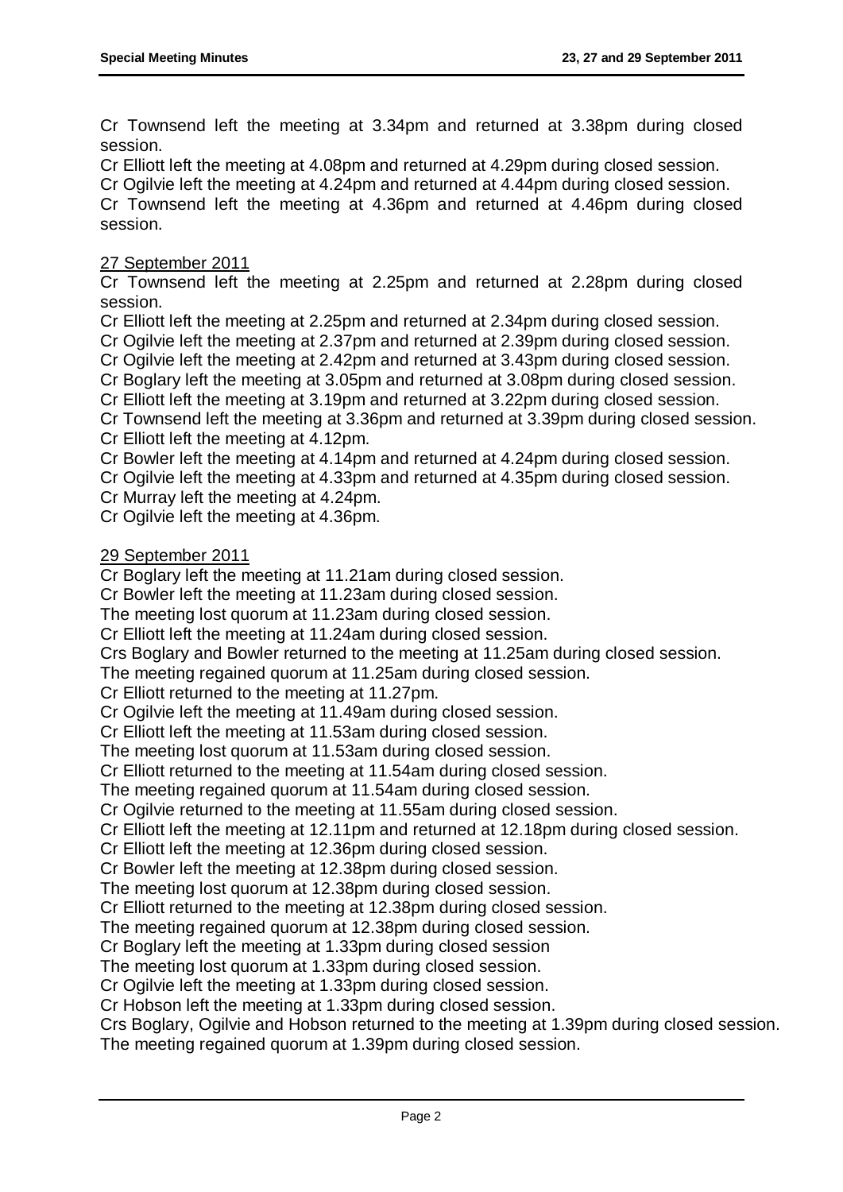Cr Townsend left the meeting at 3.34pm and returned at 3.38pm during closed session.
Cr Elliott left the meeting at 4.08pm and returned at 4.29pm during closed session.
Cr Ogilvie left the meeting at 4.24pm and returned at 4.44pm during closed session.
Cr Townsend left the meeting at 4.36pm and returned at 4.46pm during closed session.

27 September 2011

Cr Townsend left the meeting at 2.25pm and returned at 2.28pm during closed session.
Cr Elliott left the meeting at 2.25pm and returned at 2.34pm during closed session.
Cr Ogilvie left the meeting at 2.37pm and returned at 2.39pm during closed session.
Cr Ogilvie left the meeting at 2.42pm and returned at 3.43pm during closed session.
Cr Boglary left the meeting at 3.05pm and returned at 3.08pm during closed session.
Cr Elliott left the meeting at 3.19pm and returned at 3.22pm during closed session.
Cr Townsend left the meeting at 3.36pm and returned at 3.39pm during closed session.
Cr Elliott left the meeting at 4.12pm.
Cr Bowler left the meeting at 4.14pm and returned at 4.24pm during closed session.
Cr Ogilvie left the meeting at 4.33pm and returned at 4.35pm during closed session.
Cr Murray left the meeting at 4.24pm.
Cr Ogilvie left the meeting at 4.36pm.

29 September 2011

Cr Boglary left the meeting at 11.21am during closed session.
Cr Bowler left the meeting at 11.23am during closed session.
The meeting lost quorum at 11.23am during closed session.
Cr Elliott left the meeting at 11.24am during closed session.
Crs Boglary and Bowler returned to the meeting at 11.25am during closed session.
The meeting regained quorum at 11.25am during closed session.
Cr Elliott returned to the meeting at 11.27pm.
Cr Ogilvie left the meeting at 11.49am during closed session.
Cr Elliott left the meeting at 11.53am during closed session.
The meeting lost quorum at 11.53am during closed session.
Cr Elliott returned to the meeting at 11.54am during closed session.
The meeting regained quorum at 11.54am during closed session.
Cr Ogilvie returned to the meeting at 11.55am during closed session.
Cr Elliott left the meeting at 12.11pm and returned at 12.18pm during closed session.
Cr Elliott left the meeting at 12.36pm during closed session.
Cr Bowler left the meeting at 12.38pm during closed session.
The meeting lost quorum at 12.38pm during closed session.
Cr Elliott returned to the meeting at 12.38pm during closed session.
The meeting regained quorum at 12.38pm during closed session.
Cr Boglary left the meeting at 1.33pm during closed session
The meeting lost quorum at 1.33pm during closed session.
Cr Ogilvie left the meeting at 1.33pm during closed session.
Cr Hobson left the meeting at 1.33pm during closed session.
Crs Boglary, Ogilvie and Hobson returned to the meeting at 1.39pm during closed session.
The meeting regained quorum at 1.39pm during closed session.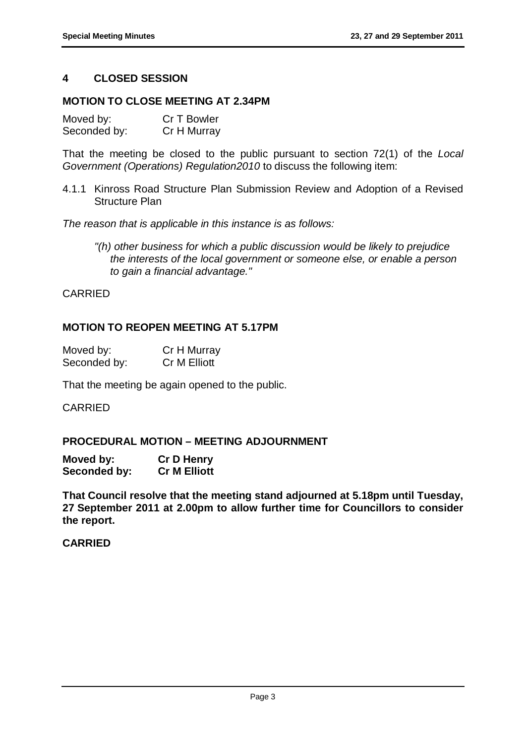## 4 CLOSED SESSION

### MOTION TO CLOSE MEETING AT 2.34PM

Moved by: Cr T Bowler
Seconded by: Cr H Murray

That the meeting be closed to the public pursuant to section 72(1) of the *Local Government (Operations) Regulation2010* to discuss the following item:

4.1.1 Kinross Road Structure Plan Submission Review and Adoption of a Revised Structure Plan

*The reason that is applicable in this instance is as follows:*

> *"(h) other business for which a public discussion would be likely to prejudice the interests of the local government or someone else, or enable a person to gain a financial advantage."*

CARRIED

### MOTION TO REOPEN MEETING AT 5.17PM

Moved by: Cr H Murray
Seconded by: Cr M Elliott

That the meeting be again opened to the public.

CARRIED

### PROCEDURAL MOTION – MEETING ADJOURNMENT

**Moved by: Cr D Henry**
**Seconded by: Cr M Elliott**

**That Council resolve that the meeting stand adjourned at 5.18pm until Tuesday, 27 September 2011 at 2.00pm to allow further time for Councillors to consider the report.**

**CARRIED**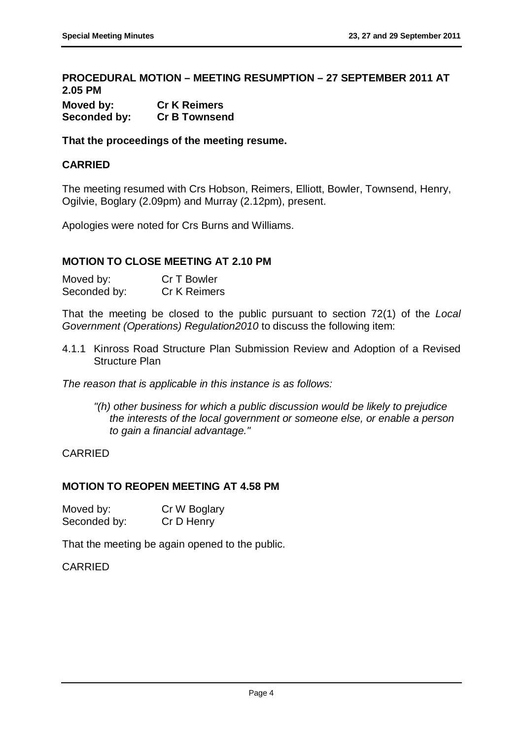## PROCEDURAL MOTION – MEETING RESUMPTION – 27 SEPTEMBER 2011 AT 2.05 PM

**Moved by: Cr K Reimers**
**Seconded by: Cr B Townsend**

**That the proceedings of the meeting resume.**

**CARRIED**

The meeting resumed with Crs Hobson, Reimers, Elliott, Bowler, Townsend, Henry, Ogilvie, Boglary (2.09pm) and Murray (2.12pm), present.

Apologies were noted for Crs Burns and Williams.

## MOTION TO CLOSE MEETING AT 2.10 PM

Moved by: Cr T Bowler
Seconded by: Cr K Reimers

That the meeting be closed to the public pursuant to section 72(1) of the *Local Government (Operations) Regulation2010* to discuss the following item:

4.1.1 Kinross Road Structure Plan Submission Review and Adoption of a Revised Structure Plan

*The reason that is applicable in this instance is as follows:*

> *"(h) other business for which a public discussion would be likely to prejudice the interests of the local government or someone else, or enable a person to gain a financial advantage."*

CARRIED

## MOTION TO REOPEN MEETING AT 4.58 PM

Moved by: Cr W Boglary
Seconded by: Cr D Henry

That the meeting be again opened to the public.

CARRIED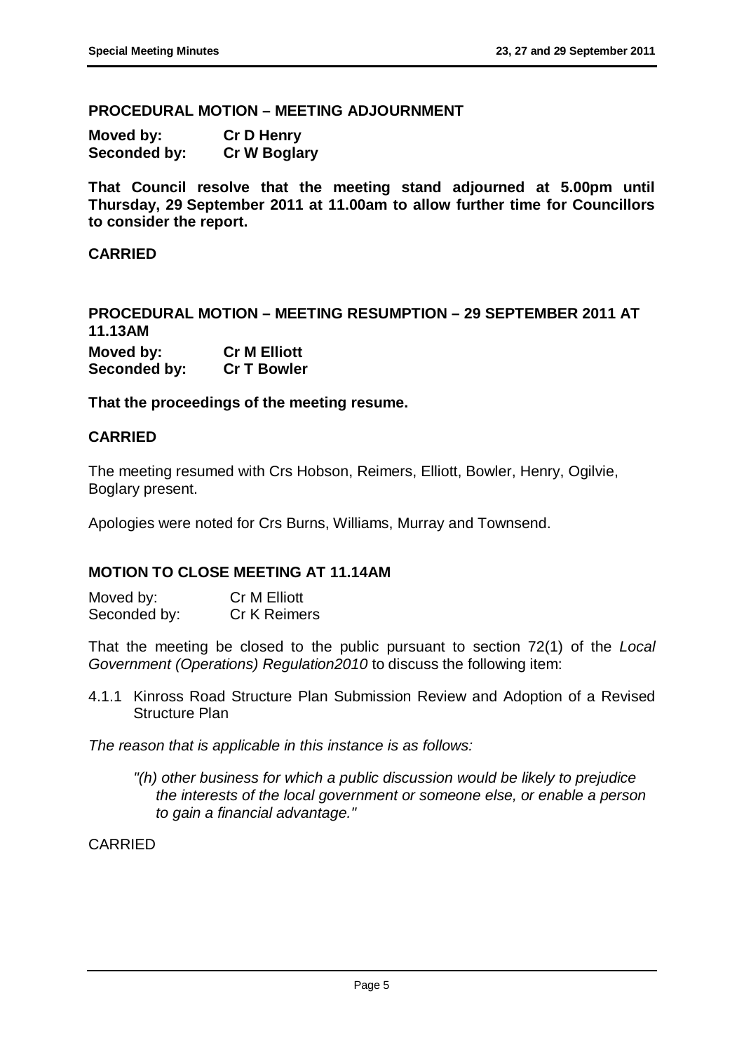## PROCEDURAL MOTION – MEETING ADJOURNMENT

**Moved by:** **Cr D Henry**
**Seconded by:** **Cr W Boglary**

**That Council resolve that the meeting stand adjourned at 5.00pm until Thursday, 29 September 2011 at 11.00am to allow further time for Councillors to consider the report.**

**CARRIED**

## PROCEDURAL MOTION – MEETING RESUMPTION – 29 SEPTEMBER 2011 AT 11.13AM

**Moved by:** **Cr M Elliott**
**Seconded by:** **Cr T Bowler**

**That the proceedings of the meeting resume.**

**CARRIED**

The meeting resumed with Crs Hobson, Reimers, Elliott, Bowler, Henry, Ogilvie, Boglary present.

Apologies were noted for Crs Burns, Williams, Murray and Townsend.

## MOTION TO CLOSE MEETING AT 11.14AM

Moved by: Cr M Elliott
Seconded by: Cr K Reimers

That the meeting be closed to the public pursuant to section 72(1) of the *Local Government (Operations) Regulation2010* to discuss the following item:

4.1.1 Kinross Road Structure Plan Submission Review and Adoption of a Revised Structure Plan

*The reason that is applicable in this instance is as follows:*

> *"(h) other business for which a public discussion would be likely to prejudice the interests of the local government or someone else, or enable a person to gain a financial advantage."*

CARRIED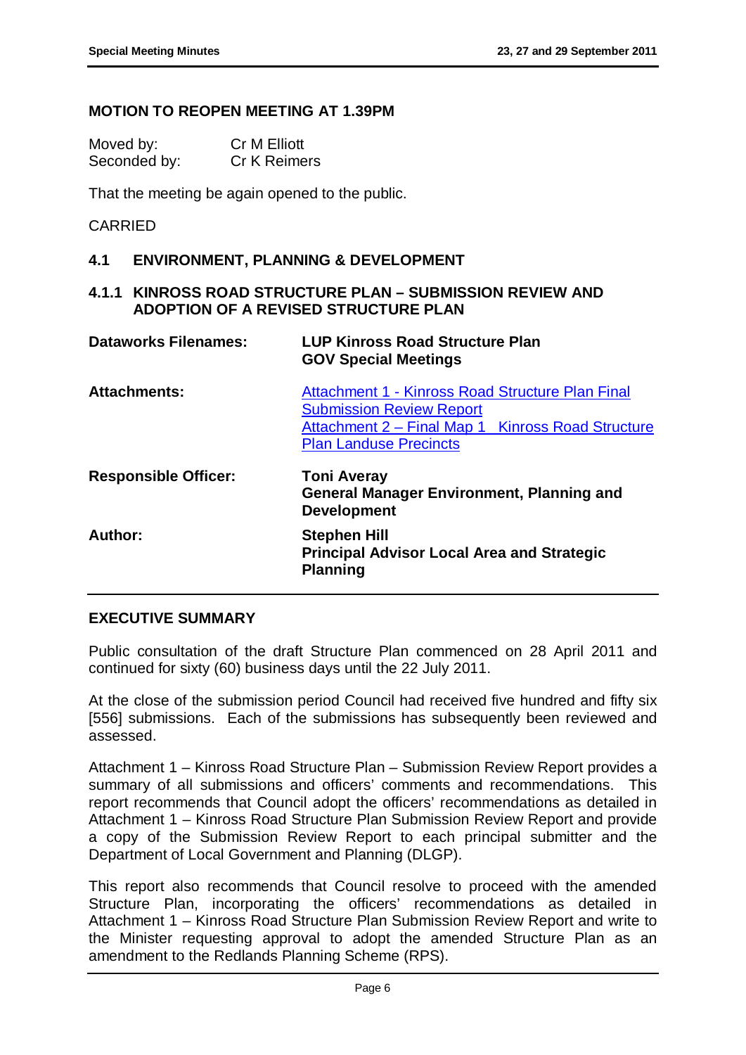## MOTION TO REOPEN MEETING AT 1.39PM

| | |
|---|---|
| Moved by: | Cr M Elliott |
| Seconded by: | Cr K Reimers |

That the meeting be again opened to the public.

CARRIED

## 4.1 ENVIRONMENT, PLANNING & DEVELOPMENT

### 4.1.1 KINROSS ROAD STRUCTURE PLAN – SUBMISSION REVIEW AND ADOPTION OF A REVISED STRUCTURE PLAN

| | |
|---|---|
| **Dataworks Filenames:** | **LUP Kinross Road Structure Plan**<br>**GOV Special Meetings** |
| **Attachments:** | Attachment 1 - Kinross Road Structure Plan Final Submission Review Report<br>Attachment 2 – Final Map 1 Kinross Road Structure Plan Landuse Precincts |
| **Responsible Officer:** | **Toni Averay**<br>**General Manager Environment, Planning and Development** |
| **Author:** | **Stephen Hill**<br>**Principal Advisor Local Area and Strategic Planning** |

## EXECUTIVE SUMMARY

Public consultation of the draft Structure Plan commenced on 28 April 2011 and continued for sixty (60) business days until the 22 July 2011.

At the close of the submission period Council had received five hundred and fifty six [556] submissions. Each of the submissions has subsequently been reviewed and assessed.

Attachment 1 – Kinross Road Structure Plan – Submission Review Report provides a summary of all submissions and officers' comments and recommendations. This report recommends that Council adopt the officers' recommendations as detailed in Attachment 1 – Kinross Road Structure Plan Submission Review Report and provide a copy of the Submission Review Report to each principal submitter and the Department of Local Government and Planning (DLGP).

This report also recommends that Council resolve to proceed with the amended Structure Plan, incorporating the officers' recommendations as detailed in Attachment 1 – Kinross Road Structure Plan Submission Review Report and write to the Minister requesting approval to adopt the amended Structure Plan as an amendment to the Redlands Planning Scheme (RPS).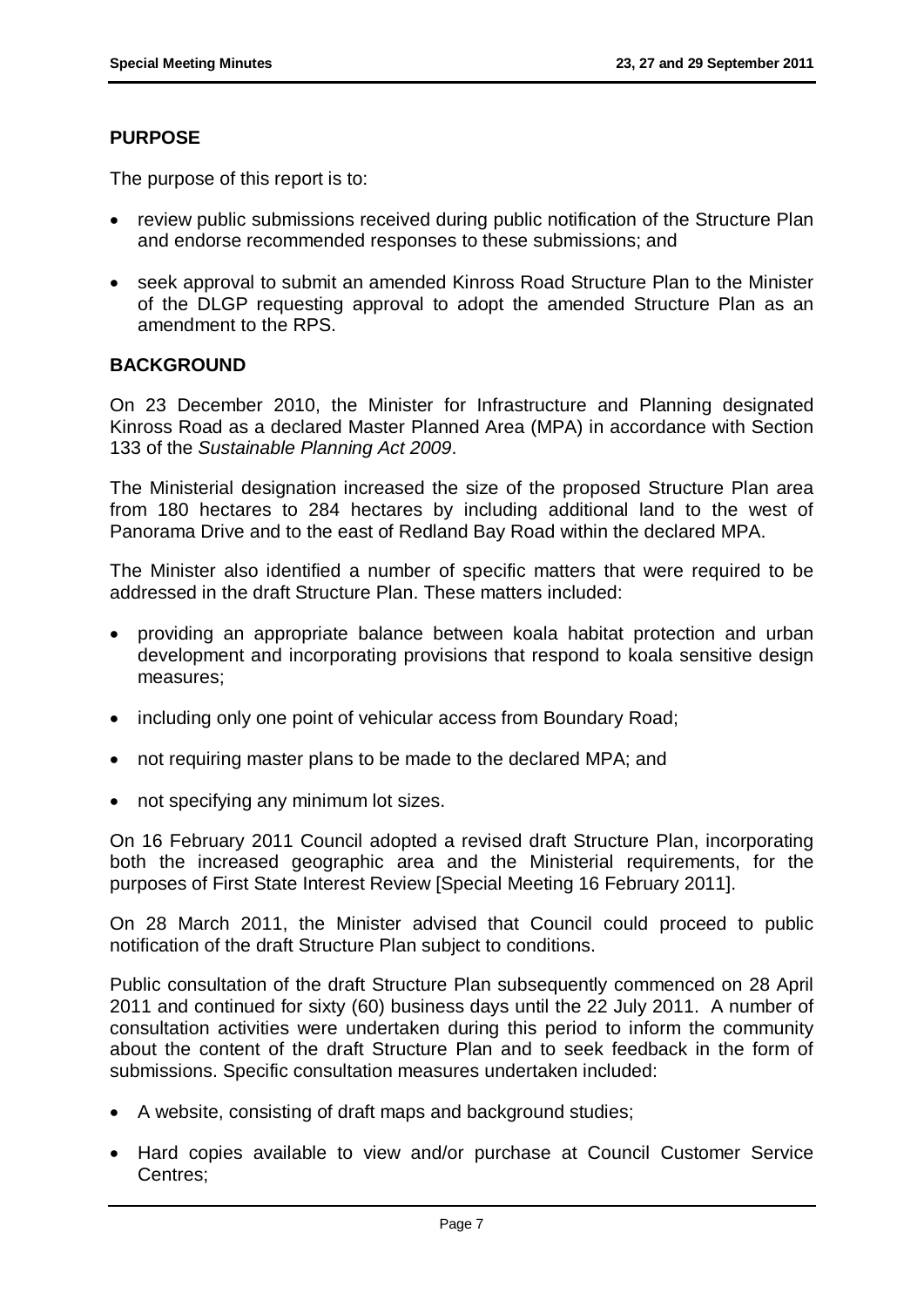## PURPOSE

The purpose of this report is to:

- review public submissions received during public notification of the Structure Plan and endorse recommended responses to these submissions; and
- seek approval to submit an amended Kinross Road Structure Plan to the Minister of the DLGP requesting approval to adopt the amended Structure Plan as an amendment to the RPS.

## BACKGROUND

On 23 December 2010, the Minister for Infrastructure and Planning designated Kinross Road as a declared Master Planned Area (MPA) in accordance with Section 133 of the *Sustainable Planning Act 2009*.

The Ministerial designation increased the size of the proposed Structure Plan area from 180 hectares to 284 hectares by including additional land to the west of Panorama Drive and to the east of Redland Bay Road within the declared MPA.

The Minister also identified a number of specific matters that were required to be addressed in the draft Structure Plan. These matters included:

- providing an appropriate balance between koala habitat protection and urban development and incorporating provisions that respond to koala sensitive design measures;
- including only one point of vehicular access from Boundary Road;
- not requiring master plans to be made to the declared MPA; and
- not specifying any minimum lot sizes.

On 16 February 2011 Council adopted a revised draft Structure Plan, incorporating both the increased geographic area and the Ministerial requirements, for the purposes of First State Interest Review [Special Meeting 16 February 2011].

On 28 March 2011, the Minister advised that Council could proceed to public notification of the draft Structure Plan subject to conditions.

Public consultation of the draft Structure Plan subsequently commenced on 28 April 2011 and continued for sixty (60) business days until the 22 July 2011. A number of consultation activities were undertaken during this period to inform the community about the content of the draft Structure Plan and to seek feedback in the form of submissions. Specific consultation measures undertaken included:

- A website, consisting of draft maps and background studies;
- Hard copies available to view and/or purchase at Council Customer Service Centres;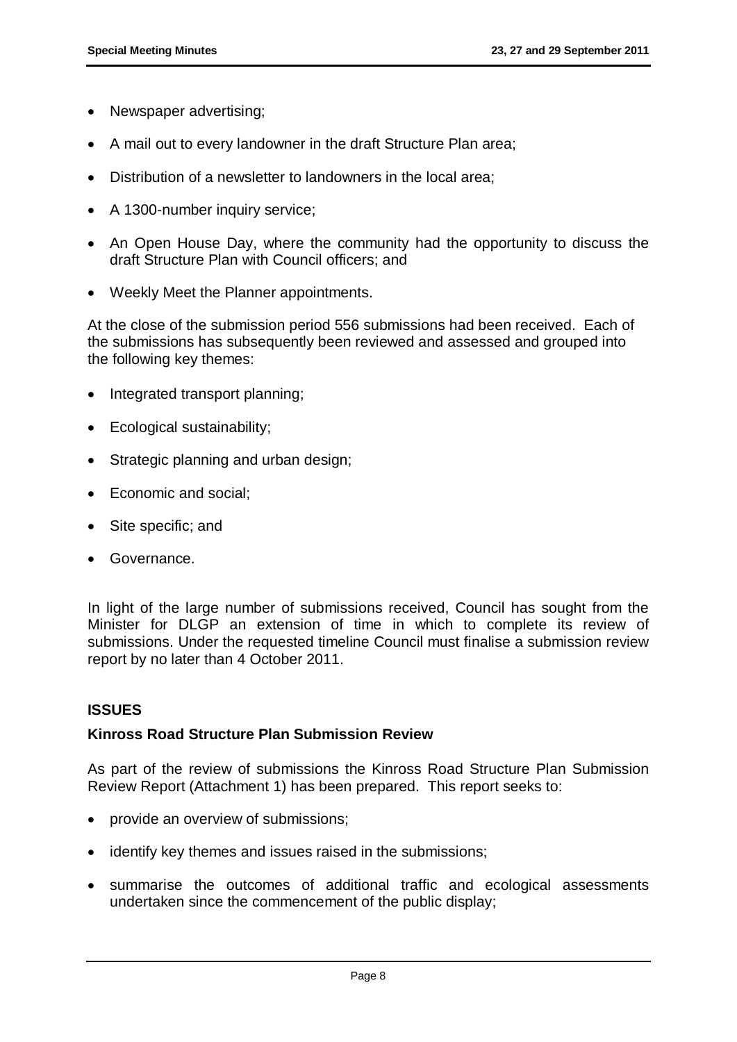- Newspaper advertising;
- A mail out to every landowner in the draft Structure Plan area;
- Distribution of a newsletter to landowners in the local area;
- A 1300-number inquiry service;
- An Open House Day, where the community had the opportunity to discuss the draft Structure Plan with Council officers; and
- Weekly Meet the Planner appointments.

At the close of the submission period 556 submissions had been received. Each of the submissions has subsequently been reviewed and assessed and grouped into the following key themes:

- Integrated transport planning;
- Ecological sustainability;
- Strategic planning and urban design;
- Economic and social;
- Site specific; and
- Governance.

In light of the large number of submissions received, Council has sought from the Minister for DLGP an extension of time in which to complete its review of submissions. Under the requested timeline Council must finalise a submission review report by no later than 4 October 2011.

## ISSUES

### Kinross Road Structure Plan Submission Review

As part of the review of submissions the Kinross Road Structure Plan Submission Review Report (Attachment 1) has been prepared. This report seeks to:

- provide an overview of submissions;
- identify key themes and issues raised in the submissions;
- summarise the outcomes of additional traffic and ecological assessments undertaken since the commencement of the public display;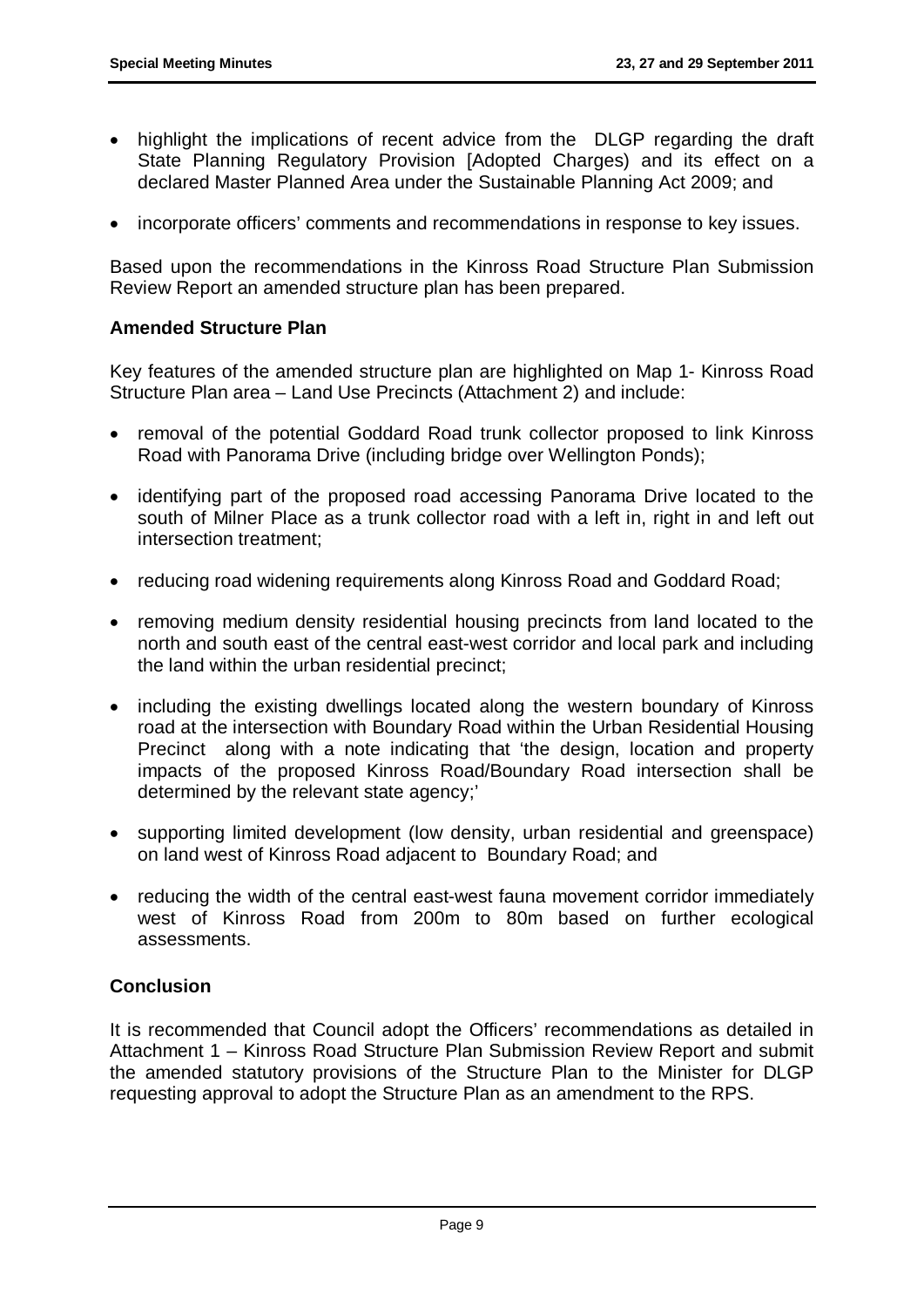- highlight the implications of recent advice from the DLGP regarding the draft State Planning Regulatory Provision [Adopted Charges) and its effect on a declared Master Planned Area under the Sustainable Planning Act 2009; and
- incorporate officers' comments and recommendations in response to key issues.

Based upon the recommendations in the Kinross Road Structure Plan Submission Review Report an amended structure plan has been prepared.

**Amended Structure Plan**

Key features of the amended structure plan are highlighted on Map 1- Kinross Road Structure Plan area – Land Use Precincts (Attachment 2) and include:

- removal of the potential Goddard Road trunk collector proposed to link Kinross Road with Panorama Drive (including bridge over Wellington Ponds);
- identifying part of the proposed road accessing Panorama Drive located to the south of Milner Place as a trunk collector road with a left in, right in and left out intersection treatment;
- reducing road widening requirements along Kinross Road and Goddard Road;
- removing medium density residential housing precincts from land located to the north and south east of the central east-west corridor and local park and including the land within the urban residential precinct;
- including the existing dwellings located along the western boundary of Kinross road at the intersection with Boundary Road within the Urban Residential Housing Precinct along with a note indicating that 'the design, location and property impacts of the proposed Kinross Road/Boundary Road intersection shall be determined by the relevant state agency;'
- supporting limited development (low density, urban residential and greenspace) on land west of Kinross Road adjacent to Boundary Road; and
- reducing the width of the central east-west fauna movement corridor immediately west of Kinross Road from 200m to 80m based on further ecological assessments.

**Conclusion**

It is recommended that Council adopt the Officers' recommendations as detailed in Attachment 1 – Kinross Road Structure Plan Submission Review Report and submit the amended statutory provisions of the Structure Plan to the Minister for DLGP requesting approval to adopt the Structure Plan as an amendment to the RPS.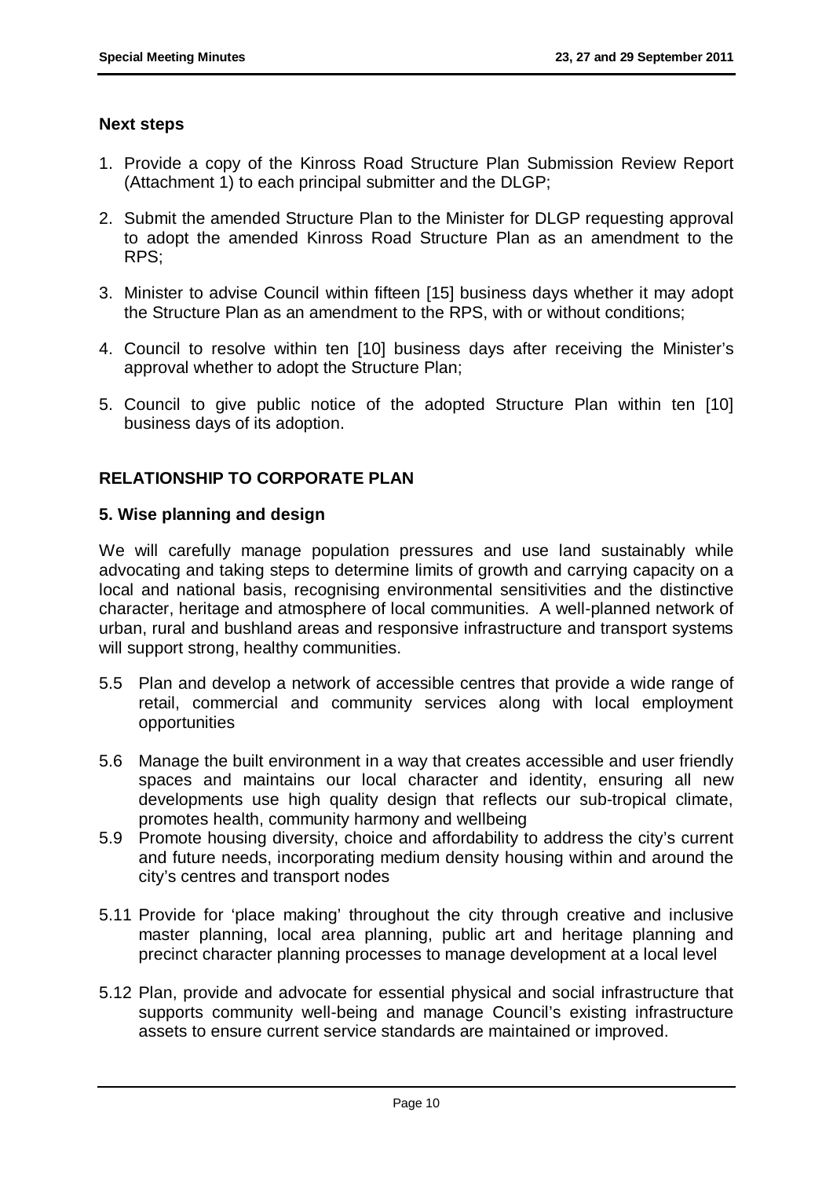### Next steps

1. Provide a copy of the Kinross Road Structure Plan Submission Review Report (Attachment 1) to each principal submitter and the DLGP;
2. Submit the amended Structure Plan to the Minister for DLGP requesting approval to adopt the amended Kinross Road Structure Plan as an amendment to the RPS;
3. Minister to advise Council within fifteen [15] business days whether it may adopt the Structure Plan as an amendment to the RPS, with or without conditions;
4. Council to resolve within ten [10] business days after receiving the Minister's approval whether to adopt the Structure Plan;
5. Council to give public notice of the adopted Structure Plan within ten [10] business days of its adoption.

## RELATIONSHIP TO CORPORATE PLAN

### 5. Wise planning and design

We will carefully manage population pressures and use land sustainably while advocating and taking steps to determine limits of growth and carrying capacity on a local and national basis, recognising environmental sensitivities and the distinctive character, heritage and atmosphere of local communities. A well-planned network of urban, rural and bushland areas and responsive infrastructure and transport systems will support strong, healthy communities.

5.5 Plan and develop a network of accessible centres that provide a wide range of retail, commercial and community services along with local employment opportunities

5.6 Manage the built environment in a way that creates accessible and user friendly spaces and maintains our local character and identity, ensuring all new developments use high quality design that reflects our sub-tropical climate, promotes health, community harmony and wellbeing

5.9 Promote housing diversity, choice and affordability to address the city's current and future needs, incorporating medium density housing within and around the city's centres and transport nodes

5.11 Provide for 'place making' throughout the city through creative and inclusive master planning, local area planning, public art and heritage planning and precinct character planning processes to manage development at a local level

5.12 Plan, provide and advocate for essential physical and social infrastructure that supports community well-being and manage Council's existing infrastructure assets to ensure current service standards are maintained or improved.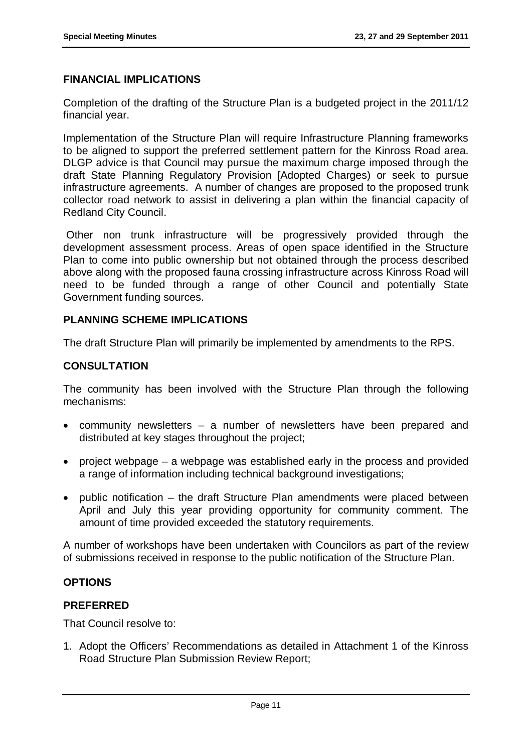## FINANCIAL IMPLICATIONS

Completion of the drafting of the Structure Plan is a budgeted project in the 2011/12 financial year.

Implementation of the Structure Plan will require Infrastructure Planning frameworks to be aligned to support the preferred settlement pattern for the Kinross Road area. DLGP advice is that Council may pursue the maximum charge imposed through the draft State Planning Regulatory Provision [Adopted Charges) or seek to pursue infrastructure agreements. A number of changes are proposed to the proposed trunk collector road network to assist in delivering a plan within the financial capacity of Redland City Council.

Other non trunk infrastructure will be progressively provided through the development assessment process. Areas of open space identified in the Structure Plan to come into public ownership but not obtained through the process described above along with the proposed fauna crossing infrastructure across Kinross Road will need to be funded through a range of other Council and potentially State Government funding sources.

## PLANNING SCHEME IMPLICATIONS

The draft Structure Plan will primarily be implemented by amendments to the RPS.

## CONSULTATION

The community has been involved with the Structure Plan through the following mechanisms:

- community newsletters – a number of newsletters have been prepared and distributed at key stages throughout the project;
- project webpage – a webpage was established early in the process and provided a range of information including technical background investigations;
- public notification – the draft Structure Plan amendments were placed between April and July this year providing opportunity for community comment. The amount of time provided exceeded the statutory requirements.

A number of workshops have been undertaken with Councilors as part of the review of submissions received in response to the public notification of the Structure Plan.

## OPTIONS

### PREFERRED

That Council resolve to:

1. Adopt the Officers' Recommendations as detailed in Attachment 1 of the Kinross Road Structure Plan Submission Review Report;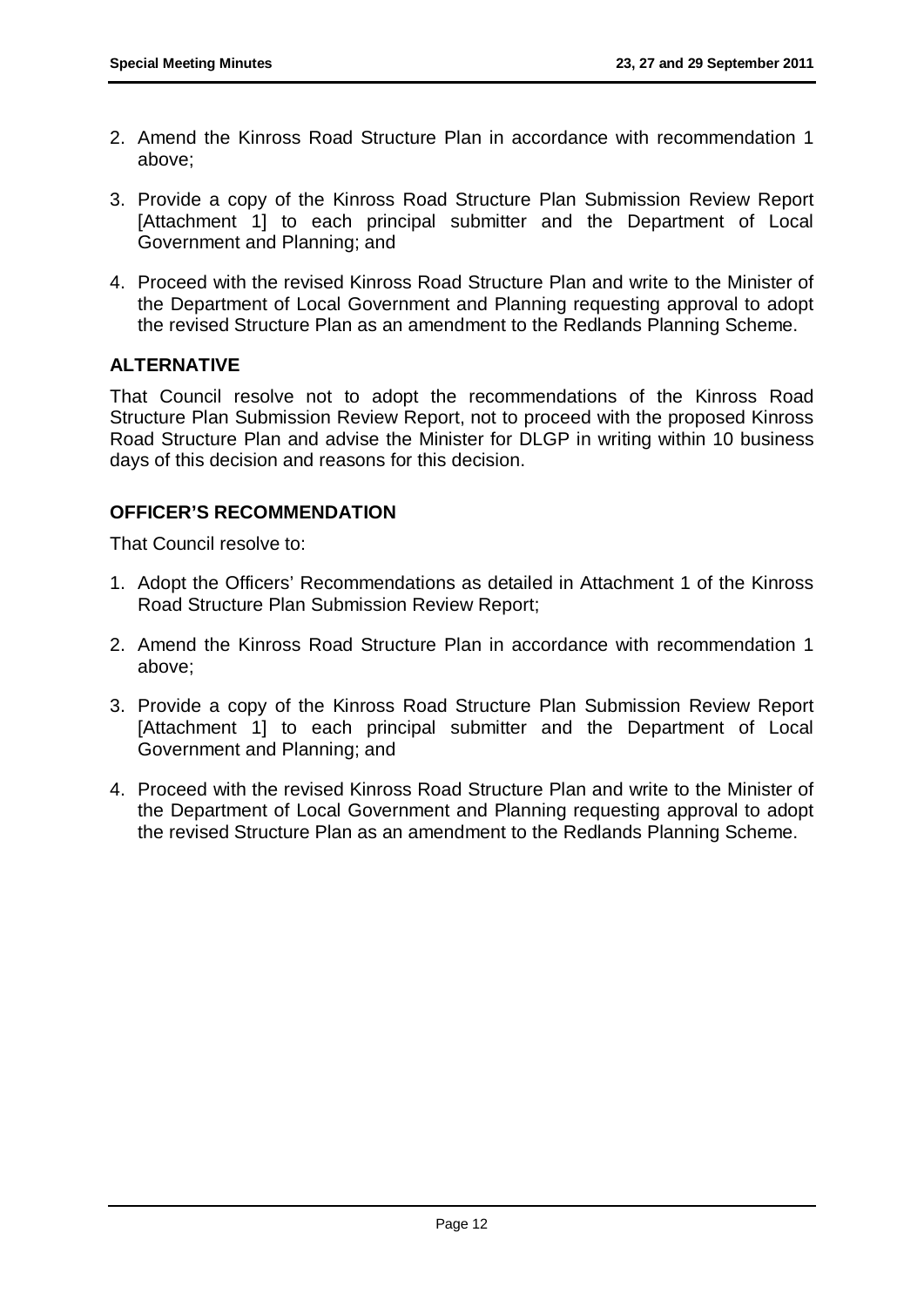2. Amend the Kinross Road Structure Plan in accordance with recommendation 1 above;
3. Provide a copy of the Kinross Road Structure Plan Submission Review Report [Attachment 1] to each principal submitter and the Department of Local Government and Planning; and
4. Proceed with the revised Kinross Road Structure Plan and write to the Minister of the Department of Local Government and Planning requesting approval to adopt the revised Structure Plan as an amendment to the Redlands Planning Scheme.

## ALTERNATIVE

That Council resolve not to adopt the recommendations of the Kinross Road Structure Plan Submission Review Report, not to proceed with the proposed Kinross Road Structure Plan and advise the Minister for DLGP in writing within 10 business days of this decision and reasons for this decision.

## OFFICER'S RECOMMENDATION

That Council resolve to:

1. Adopt the Officers' Recommendations as detailed in Attachment 1 of the Kinross Road Structure Plan Submission Review Report;
2. Amend the Kinross Road Structure Plan in accordance with recommendation 1 above;
3. Provide a copy of the Kinross Road Structure Plan Submission Review Report [Attachment 1] to each principal submitter and the Department of Local Government and Planning; and
4. Proceed with the revised Kinross Road Structure Plan and write to the Minister of the Department of Local Government and Planning requesting approval to adopt the revised Structure Plan as an amendment to the Redlands Planning Scheme.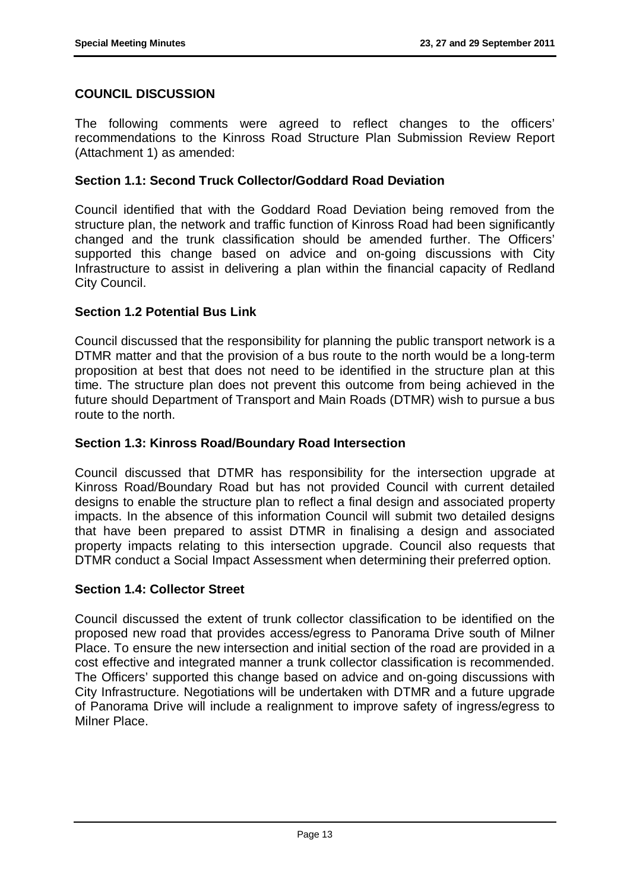## COUNCIL DISCUSSION

The following comments were agreed to reflect changes to the officers' recommendations to the Kinross Road Structure Plan Submission Review Report (Attachment 1) as amended:

### Section 1.1: Second Truck Collector/Goddard Road Deviation

Council identified that with the Goddard Road Deviation being removed from the structure plan, the network and traffic function of Kinross Road had been significantly changed and the trunk classification should be amended further. The Officers' supported this change based on advice and on-going discussions with City Infrastructure to assist in delivering a plan within the financial capacity of Redland City Council.

### Section 1.2 Potential Bus Link

Council discussed that the responsibility for planning the public transport network is a DTMR matter and that the provision of a bus route to the north would be a long-term proposition at best that does not need to be identified in the structure plan at this time. The structure plan does not prevent this outcome from being achieved in the future should Department of Transport and Main Roads (DTMR) wish to pursue a bus route to the north.

### Section 1.3: Kinross Road/Boundary Road Intersection

Council discussed that DTMR has responsibility for the intersection upgrade at Kinross Road/Boundary Road but has not provided Council with current detailed designs to enable the structure plan to reflect a final design and associated property impacts. In the absence of this information Council will submit two detailed designs that have been prepared to assist DTMR in finalising a design and associated property impacts relating to this intersection upgrade. Council also requests that DTMR conduct a Social Impact Assessment when determining their preferred option.

### Section 1.4: Collector Street

Council discussed the extent of trunk collector classification to be identified on the proposed new road that provides access/egress to Panorama Drive south of Milner Place. To ensure the new intersection and initial section of the road are provided in a cost effective and integrated manner a trunk collector classification is recommended. The Officers' supported this change based on advice and on-going discussions with City Infrastructure. Negotiations will be undertaken with DTMR and a future upgrade of Panorama Drive will include a realignment to improve safety of ingress/egress to Milner Place.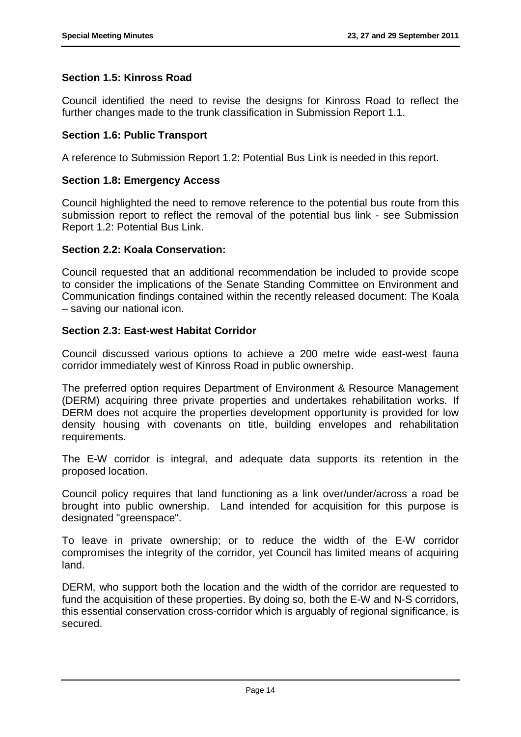**Section 1.5: Kinross Road**

Council identified the need to revise the designs for Kinross Road to reflect the further changes made to the trunk classification in Submission Report 1.1.

**Section 1.6: Public Transport**

A reference to Submission Report 1.2: Potential Bus Link is needed in this report.

**Section 1.8: Emergency Access**

Council highlighted the need to remove reference to the potential bus route from this submission report to reflect the removal of the potential bus link - see Submission Report 1.2: Potential Bus Link.

**Section 2.2: Koala Conservation:**

Council requested that an additional recommendation be included to provide scope to consider the implications of the Senate Standing Committee on Environment and Communication findings contained within the recently released document: The Koala – saving our national icon.

**Section 2.3: East-west Habitat Corridor**

Council discussed various options to achieve a 200 metre wide east-west fauna corridor immediately west of Kinross Road in public ownership.

The preferred option requires Department of Environment & Resource Management (DERM) acquiring three private properties and undertakes rehabilitation works. If DERM does not acquire the properties development opportunity is provided for low density housing with covenants on title, building envelopes and rehabilitation requirements.

The E-W corridor is integral, and adequate data supports its retention in the proposed location.

Council policy requires that land functioning as a link over/under/across a road be brought into public ownership. Land intended for acquisition for this purpose is designated "greenspace".

To leave in private ownership; or to reduce the width of the E-W corridor compromises the integrity of the corridor, yet Council has limited means of acquiring land.

DERM, who support both the location and the width of the corridor are requested to fund the acquisition of these properties. By doing so, both the E-W and N-S corridors, this essential conservation cross-corridor which is arguably of regional significance, is secured.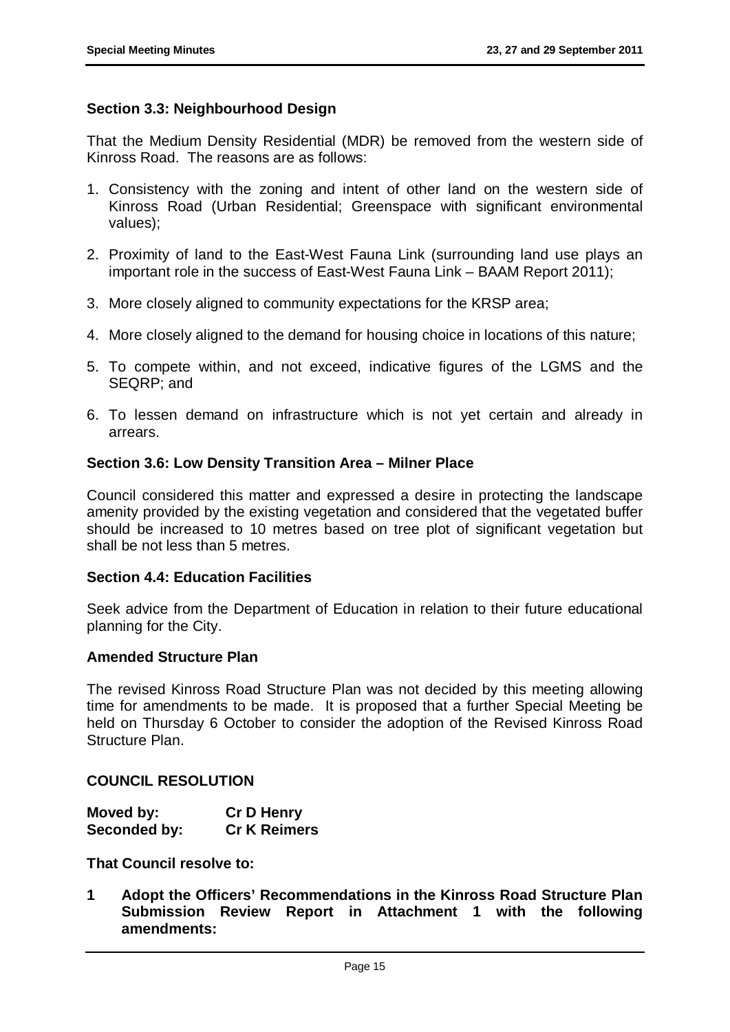### Section 3.3: Neighbourhood Design

That the Medium Density Residential (MDR) be removed from the western side of Kinross Road. The reasons are as follows:

1. Consistency with the zoning and intent of other land on the western side of Kinross Road (Urban Residential; Greenspace with significant environmental values);
2. Proximity of land to the East-West Fauna Link (surrounding land use plays an important role in the success of East-West Fauna Link – BAAM Report 2011);
3. More closely aligned to community expectations for the KRSP area;
4. More closely aligned to the demand for housing choice in locations of this nature;
5. To compete within, and not exceed, indicative figures of the LGMS and the SEQRP; and
6. To lessen demand on infrastructure which is not yet certain and already in arrears.

### Section 3.6: Low Density Transition Area – Milner Place

Council considered this matter and expressed a desire in protecting the landscape amenity provided by the existing vegetation and considered that the vegetated buffer should be increased to 10 metres based on tree plot of significant vegetation but shall be not less than 5 metres.

### Section 4.4: Education Facilities

Seek advice from the Department of Education in relation to their future educational planning for the City.

### Amended Structure Plan

The revised Kinross Road Structure Plan was not decided by this meeting allowing time for amendments to be made. It is proposed that a further Special Meeting be held on Thursday 6 October to consider the adoption of the Revised Kinross Road Structure Plan.

### COUNCIL RESOLUTION

| | |
|---|---|
| **Moved by:** | **Cr D Henry** |
| **Seconded by:** | **Cr K Reimers** |

**That Council resolve to:**

**1 Adopt the Officers' Recommendations in the Kinross Road Structure Plan Submission Review Report in Attachment 1 with the following amendments:**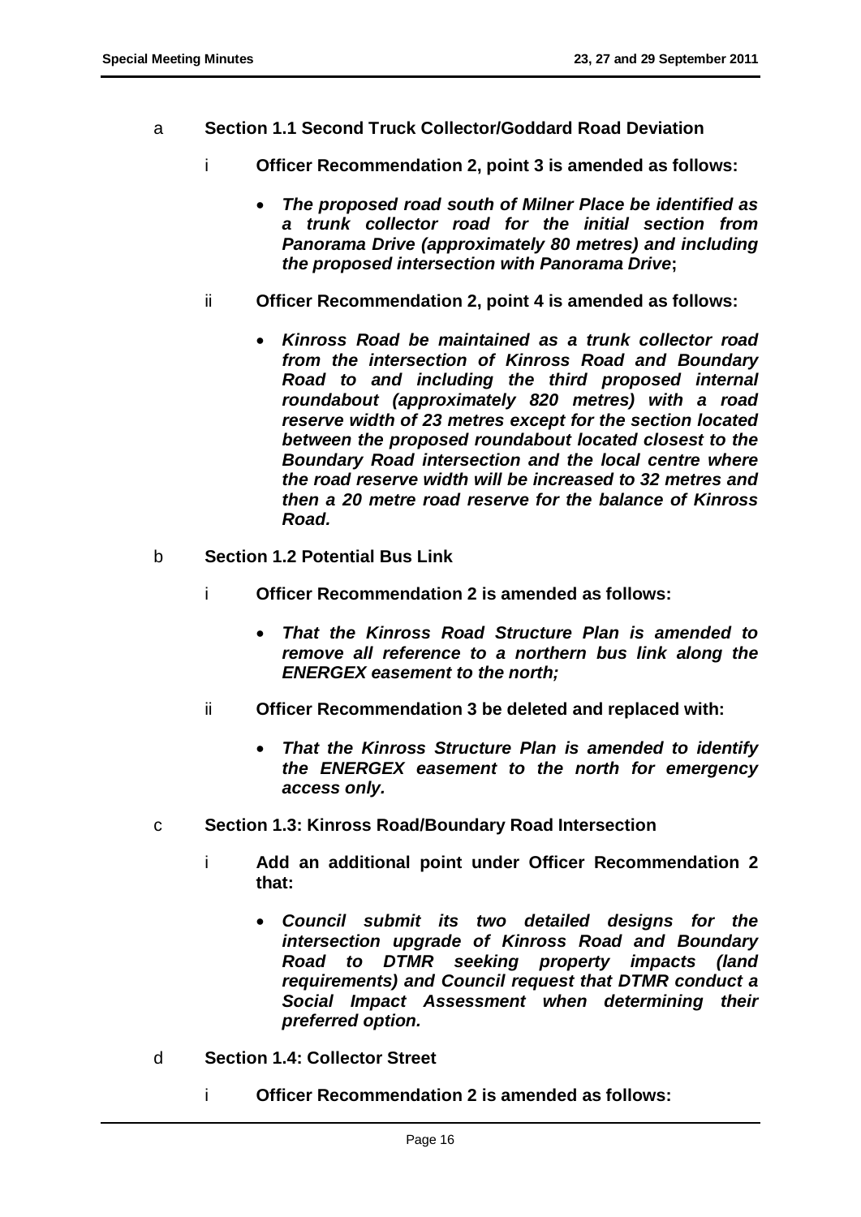a **Section 1.1 Second Truck Collector/Goddard Road Deviation**

   i **Officer Recommendation 2, point 3 is amended as follows:**

   - ***The proposed road south of Milner Place be identified as a trunk collector road for the initial section from Panorama Drive (approximately 80 metres) and including the proposed intersection with Panorama Drive*;**

   ii **Officer Recommendation 2, point 4 is amended as follows:**

   - ***Kinross Road be maintained as a trunk collector road from the intersection of Kinross Road and Boundary Road to and including the third proposed internal roundabout (approximately 820 metres) with a road reserve width of 23 metres except for the section located between the proposed roundabout located closest to the Boundary Road intersection and the local centre where the road reserve width will be increased to 32 metres and then a 20 metre road reserve for the balance of Kinross Road.***

b **Section 1.2 Potential Bus Link**

   i **Officer Recommendation 2 is amended as follows:**

   - ***That the Kinross Road Structure Plan is amended to remove all reference to a northern bus link along the ENERGEX easement to the north;***

   ii **Officer Recommendation 3 be deleted and replaced with:**

   - ***That the Kinross Structure Plan is amended to identify the ENERGEX easement to the north for emergency access only.***

c **Section 1.3: Kinross Road/Boundary Road Intersection**

   i **Add an additional point under Officer Recommendation 2 that:**

   - ***Council submit its two detailed designs for the intersection upgrade of Kinross Road and Boundary Road to DTMR seeking property impacts (land requirements) and Council request that DTMR conduct a Social Impact Assessment when determining their preferred option.***

d **Section 1.4: Collector Street**

   i **Officer Recommendation 2 is amended as follows:**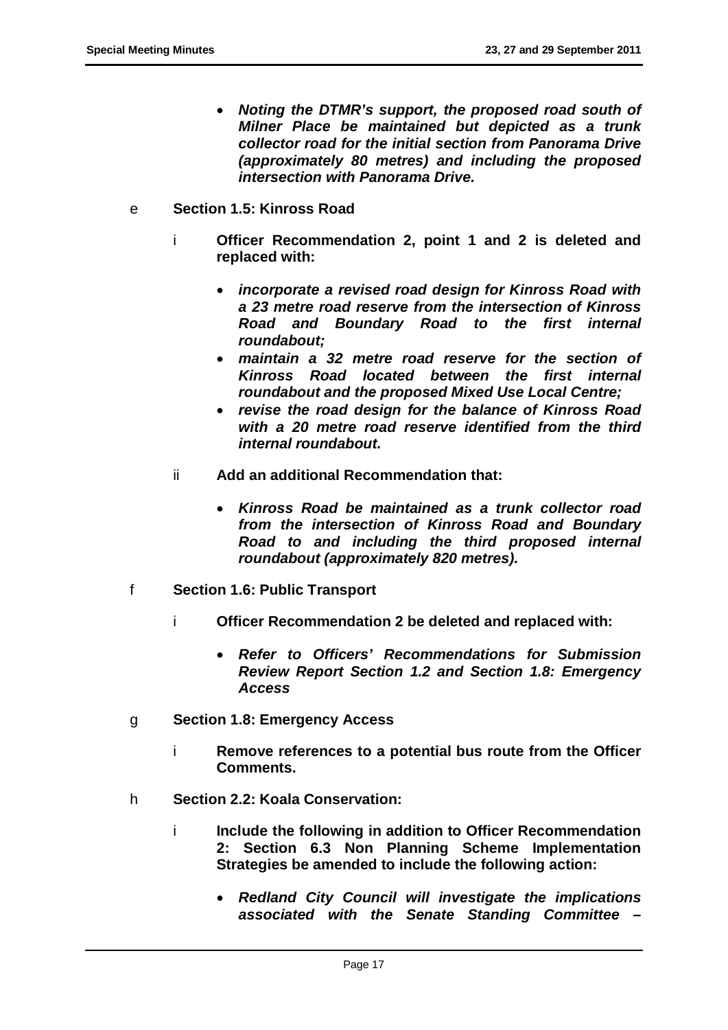- ***Noting the DTMR's support, the proposed road south of Milner Place be maintained but depicted as a trunk collector road for the initial section from Panorama Drive (approximately 80 metres) and including the proposed intersection with Panorama Drive.***

e **Section 1.5: Kinross Road**

i **Officer Recommendation 2, point 1 and 2 is deleted and replaced with:**

- ***incorporate a revised road design for Kinross Road with a 23 metre road reserve from the intersection of Kinross Road and Boundary Road to the first internal roundabout;***
- ***maintain a 32 metre road reserve for the section of Kinross Road located between the first internal roundabout and the proposed Mixed Use Local Centre;***
- ***revise the road design for the balance of Kinross Road with a 20 metre road reserve identified from the third internal roundabout.***

ii **Add an additional Recommendation that:**

- ***Kinross Road be maintained as a trunk collector road from the intersection of Kinross Road and Boundary Road to and including the third proposed internal roundabout (approximately 820 metres).***

f **Section 1.6: Public Transport**

i **Officer Recommendation 2 be deleted and replaced with:**

- ***Refer to Officers' Recommendations for Submission Review Report Section 1.2 and Section 1.8: Emergency Access***

g **Section 1.8: Emergency Access**

i **Remove references to a potential bus route from the Officer Comments.**

h **Section 2.2: Koala Conservation:**

i **Include the following in addition to Officer Recommendation 2: Section 6.3 Non Planning Scheme Implementation Strategies be amended to include the following action:**

- ***Redland City Council will investigate the implications associated with the Senate Standing Committee –***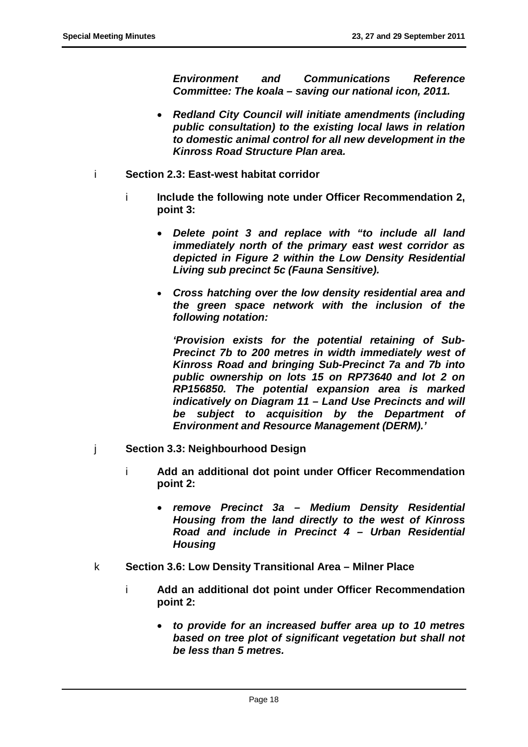***Environment and Communications Reference Committee: The koala – saving our national icon, 2011.***

- ***Redland City Council will initiate amendments (including public consultation) to the existing local laws in relation to domestic animal control for all new development in the Kinross Road Structure Plan area.***

i **Section 2.3: East-west habitat corridor**

i **Include the following note under Officer Recommendation 2, point 3:**

- ***Delete point 3 and replace with "to include all land immediately north of the primary east west corridor as depicted in Figure 2 within the Low Density Residential Living sub precinct 5c (Fauna Sensitive).***

- ***Cross hatching over the low density residential area and the green space network with the inclusion of the following notation:***

  ***'Provision exists for the potential retaining of Sub-Precinct 7b to 200 metres in width immediately west of Kinross Road and bringing Sub-Precinct 7a and 7b into public ownership on lots 15 on RP73640 and lot 2 on RP156850. The potential expansion area is marked indicatively on Diagram 11 – Land Use Precincts and will be subject to acquisition by the Department of Environment and Resource Management (DERM).'***

j **Section 3.3: Neighbourhood Design**

i **Add an additional dot point under Officer Recommendation point 2:**

- ***remove Precinct 3a – Medium Density Residential Housing from the land directly to the west of Kinross Road and include in Precinct 4 – Urban Residential Housing***

k **Section 3.6: Low Density Transitional Area – Milner Place**

i **Add an additional dot point under Officer Recommendation point 2:**

- ***to provide for an increased buffer area up to 10 metres based on tree plot of significant vegetation but shall not be less than 5 metres.***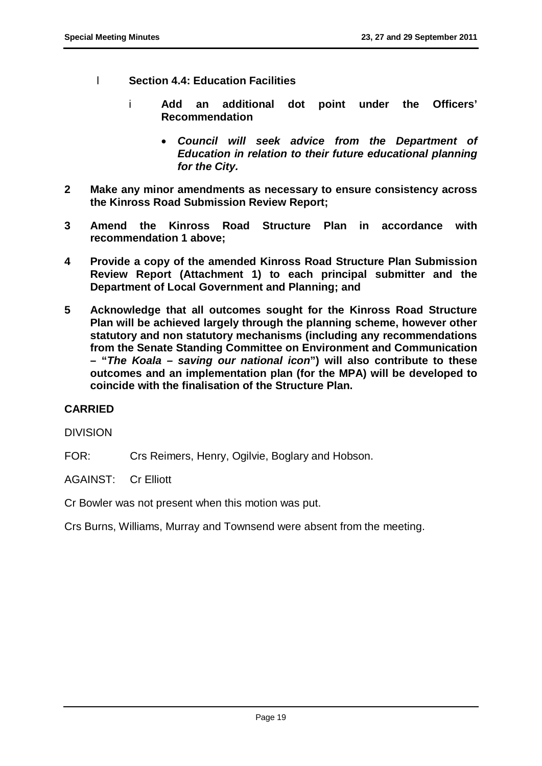l **Section 4.4: Education Facilities**

i **Add an additional dot point under the Officers' Recommendation**

- ***Council will seek advice from the Department of Education in relation to their future educational planning for the City.***

**2 Make any minor amendments as necessary to ensure consistency across the Kinross Road Submission Review Report;**

**3 Amend the Kinross Road Structure Plan in accordance with recommendation 1 above;**

**4 Provide a copy of the amended Kinross Road Structure Plan Submission Review Report (Attachment 1) to each principal submitter and the Department of Local Government and Planning; and**

**5 Acknowledge that all outcomes sought for the Kinross Road Structure Plan will be achieved largely through the planning scheme, however other statutory and non statutory mechanisms (including any recommendations from the Senate Standing Committee on Environment and Communication – "*The Koala – saving our national icon*") will also contribute to these outcomes and an implementation plan (for the MPA) will be developed to coincide with the finalisation of the Structure Plan.**

**CARRIED**

DIVISION

FOR: Crs Reimers, Henry, Ogilvie, Boglary and Hobson.

AGAINST: Cr Elliott

Cr Bowler was not present when this motion was put.

Crs Burns, Williams, Murray and Townsend were absent from the meeting.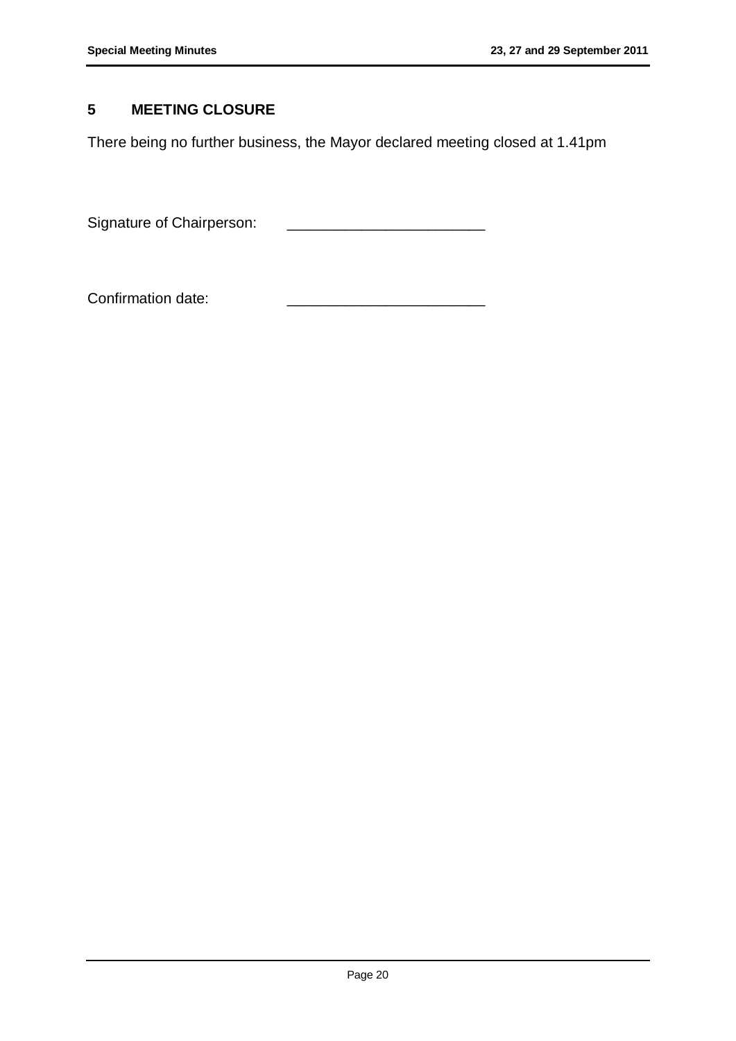## 5 MEETING CLOSURE

There being no further business, the Mayor declared meeting closed at 1.41pm

Signature of Chairperson: ________________________

Confirmation date: ________________________